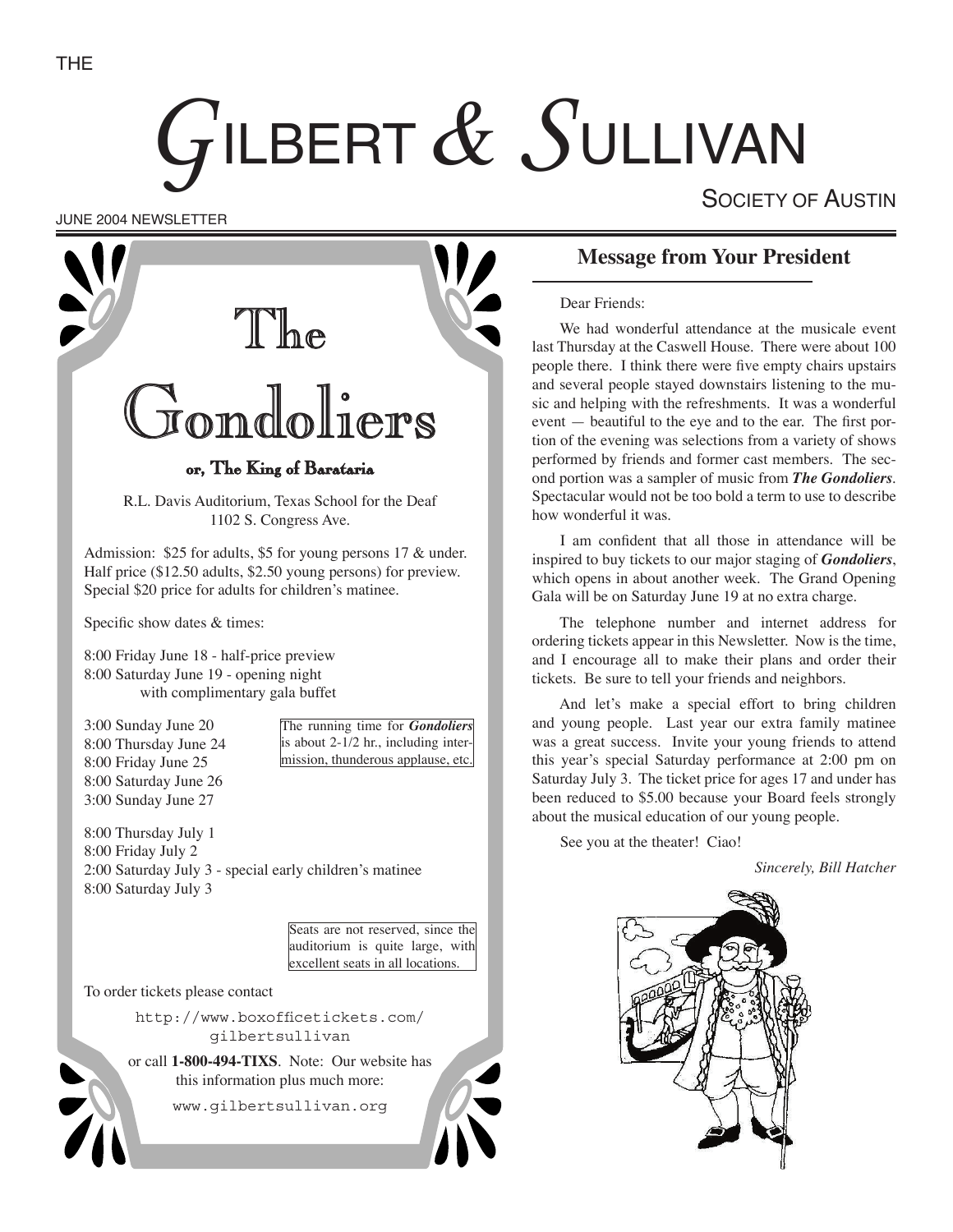# THE GILBERT & SULLIVAN SOCIETY OF AUSTIN

JUNE 2004 NEWSLETTER

## The Gondoliers

### or, The King of Barataria

R.L. Davis Auditorium, Texas School for the Deaf
1102 S. Congress Ave.

Admission: $25 for adults, $5 for young persons 17 & under. Half price ($12.50 adults, $2.50 young persons) for preview. Special $20 price for adults for children's matinee.

Specific show dates & times:

8:00 Friday June 18 - half-price preview
8:00 Saturday June 19 - opening night with complimentary gala buffet

3:00 Sunday June 20
8:00 Thursday June 24
8:00 Friday June 25
8:00 Saturday June 26
3:00 Sunday June 27

The running time for ***Gondoliers*** is about 2-1/2 hr., including intermission, thunderous applause, etc.

8:00 Thursday July 1
8:00 Friday July 2
2:00 Saturday July 3 - special early children's matinee
8:00 Saturday July 3

Seats are not reserved, since the auditorium is quite large, with excellent seats in all locations.

To order tickets please contact

http://www.boxofficetickets.com/gilbertsullivan

or call **1-800-494-TIXS**. Note: Our website has this information plus much more:

www.gilbertsullivan.org

## Message from Your President

Dear Friends:

We had wonderful attendance at the musicale event last Thursday at the Caswell House. There were about 100 people there. I think there were five empty chairs upstairs and several people stayed downstairs listening to the music and helping with the refreshments. It was a wonderful event — beautiful to the eye and to the ear. The first portion of the evening was selections from a variety of shows performed by friends and former cast members. The second portion was a sampler of music from ***The Gondoliers***. Spectacular would not be too bold a term to use to describe how wonderful it was.

I am confident that all those in attendance will be inspired to buy tickets to our major staging of ***Gondoliers***, which opens in about another week. The Grand Opening Gala will be on Saturday June 19 at no extra charge.

The telephone number and internet address for ordering tickets appear in this Newsletter. Now is the time, and I encourage all to make their plans and order their tickets. Be sure to tell your friends and neighbors.

And let's make a special effort to bring children and young people. Last year our extra family matinee was a great success. Invite your young friends to attend this year's special Saturday performance at 2:00 pm on Saturday July 3. The ticket price for ages 17 and under has been reduced to $5.00 because your Board feels strongly about the musical education of our young people.

See you at the theater! Ciao!

*Sincerely, Bill Hatcher*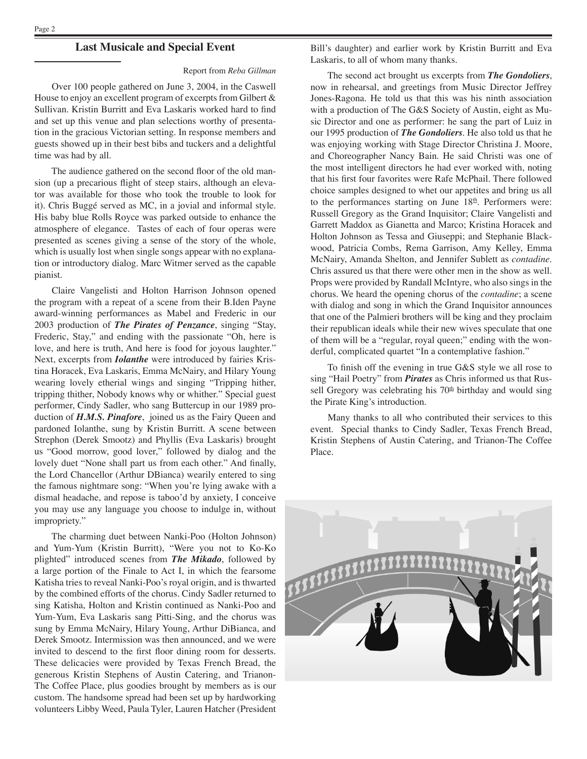## Last Musicale and Special Event

Report from *Reba Gillman*

Over 100 people gathered on June 3, 2004, in the Caswell House to enjoy an excellent program of excerpts from Gilbert & Sullivan. Kristin Burritt and Eva Laskaris worked hard to find and set up this venue and plan selections worthy of presentation in the gracious Victorian setting. In response members and guests showed up in their best bibs and tuckers and a delightful time was had by all.

The audience gathered on the second floor of the old mansion (up a precarious flight of steep stairs, although an elevator was available for those who took the trouble to look for it). Chris Buggé served as MC, in a jovial and informal style. His baby blue Rolls Royce was parked outside to enhance the atmosphere of elegance. Tastes of each of four operas were presented as scenes giving a sense of the story of the whole, which is usually lost when single songs appear with no explanation or introductory dialog. Marc Witmer served as the capable pianist.

Claire Vangelisti and Holton Harrison Johnson opened the program with a repeat of a scene from their B.Iden Payne award-winning performances as Mabel and Frederic in our 2003 production of ***The Pirates of Penzance***, singing "Stay, Frederic, Stay," and ending with the passionate "Oh, here is love, and here is truth, And here is food for joyous laughter." Next, excerpts from ***Iolanthe*** were introduced by fairies Kristina Horacek, Eva Laskaris, Emma McNairy, and Hilary Young wearing lovely etherial wings and singing "Tripping hither, tripping thither, Nobody knows why or whither." Special guest performer, Cindy Sadler, who sang Buttercup in our 1989 production of ***H.M.S. Pinafore***, joined us as the Fairy Queen and pardoned Iolanthe, sung by Kristin Burritt. A scene between Strephon (Derek Smootz) and Phyllis (Eva Laskaris) brought us "Good morrow, good lover," followed by dialog and the lovely duet "None shall part us from each other." And finally, the Lord Chancellor (Arthur DBianca) wearily entered to sing the famous nightmare song: "When you're lying awake with a dismal headache, and repose is taboo'd by anxiety, I conceive you may use any language you choose to indulge in, without impropriety."

The charming duet between Nanki-Poo (Holton Johnson) and Yum-Yum (Kristin Burritt), "Were you not to Ko-Ko plighted" introduced scenes from ***The Mikado***, followed by a large portion of the Finale to Act I, in which the fearsome Katisha tries to reveal Nanki-Poo's royal origin, and is thwarted by the combined efforts of the chorus. Cindy Sadler returned to sing Katisha, Holton and Kristin continued as Nanki-Poo and Yum-Yum, Eva Laskaris sang Pitti-Sing, and the chorus was sung by Emma McNairy, Hilary Young, Arthur DiBianca, and Derek Smootz. Intermission was then announced, and we were invited to descend to the first floor dining room for desserts. These delicacies were provided by Texas French Bread, the generous Kristin Stephens of Austin Catering, and Trianon-The Coffee Place, plus goodies brought by members as is our custom. The handsome spread had been set up by hardworking volunteers Libby Weed, Paula Tyler, Lauren Hatcher (President Bill's daughter) and earlier work by Kristin Burritt and Eva Laskaris, to all of whom many thanks.

The second act brought us excerpts from ***The Gondoliers***, now in rehearsal, and greetings from Music Director Jeffrey Jones-Ragona. He told us that this was his ninth association with a production of The G&S Society of Austin, eight as Music Director and one as performer: he sang the part of Luiz in our 1995 production of ***The Gondoliers***. He also told us that he was enjoying working with Stage Director Christina J. Moore, and Choreographer Nancy Bain. He said Christi was one of the most intelligent directors he had ever worked with, noting that his first four favorites were Rafe McPhail. There followed choice samples designed to whet our appetites and bring us all to the performances starting on June 18th. Performers were: Russell Gregory as the Grand Inquisitor; Claire Vangelisti and Garrett Maddox as Gianetta and Marco; Kristina Horacek and Holton Johnson as Tessa and Giuseppi; and Stephanie Blackwood, Patricia Combs, Rema Garrison, Amy Kelley, Emma McNairy, Amanda Shelton, and Jennifer Sublett as *contadine*. Chris assured us that there were other men in the show as well. Props were provided by Randall McIntyre, who also sings in the chorus. We heard the opening chorus of the *contadine*; a scene with dialog and song in which the Grand Inquisitor announces that one of the Palmieri brothers will be king and they proclaim their republican ideals while their new wives speculate that one of them will be a "regular, royal queen;" ending with the wonderful, complicated quartet "In a contemplative fashion."

To finish off the evening in true G&S style we all rose to sing "Hail Poetry" from ***Pirates*** as Chris informed us that Russell Gregory was celebrating his 70th birthday and would sing the Pirate King's introduction.

Many thanks to all who contributed their services to this event. Special thanks to Cindy Sadler, Texas French Bread, Kristin Stephens of Austin Catering, and Trianon-The Coffee Place.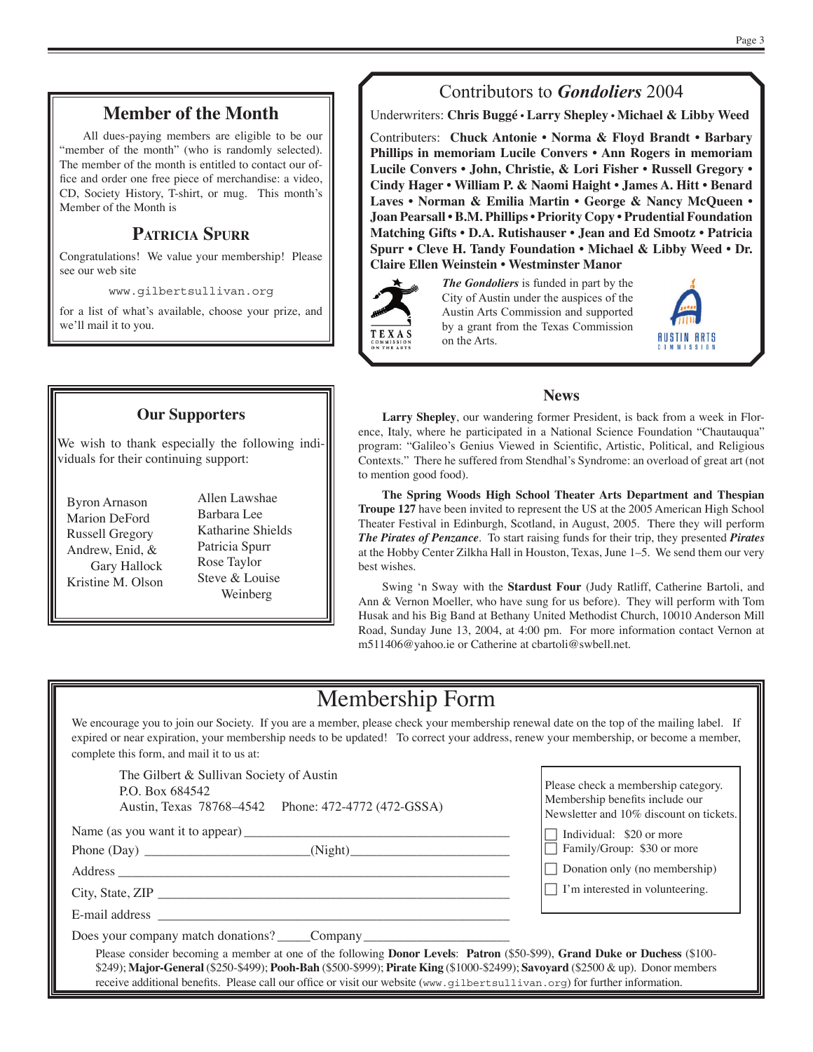## Member of the Month

All dues-paying members are eligible to be our "member of the month" (who is randomly selected). The member of the month is entitled to contact our office and order one free piece of merchandise: a video, CD, Society History, T-shirt, or mug. This month's Member of the Month is

### Patricia Spurr

Congratulations! We value your membership! Please see our web site

www.gilbertsullivan.org

for a list of what's available, choose your prize, and we'll mail it to you.

## Our Supporters

We wish to thank especially the following individuals for their continuing support:

- Byron Arnason
- Marion DeFord
- Russell Gregory
- Andrew, Enid, & Gary Hallock
- Kristine M. Olson
- Allen Lawshae
- Barbara Lee
- Katharine Shields
- Patricia Spurr
- Rose Taylor
- Steve & Louise Weinberg

## Contributors to *Gondoliers* 2004

Underwriters: **Chris Buggé • Larry Shepley • Michael & Libby Weed**

Contributers: **Chuck Antonie • Norma & Floyd Brandt • Barbary Phillips in memoriam Lucile Convers • Ann Rogers in memoriam Lucile Convers • John, Christie, & Lori Fisher • Russell Gregory • Cindy Hager • William P. & Naomi Haight • James A. Hitt • Benard Laves • Norman & Emilia Martin • George & Nancy McQueen • Joan Pearsall • B.M. Phillips • Priority Copy • Prudential Foundation Matching Gifts • D.A. Rutishauser • Jean and Ed Smootz • Patricia Spurr • Cleve H. Tandy Foundation • Michael & Libby Weed • Dr. Claire Ellen Weinstein • Westminster Manor**

TEXAS COMMISSION ON THE ARTS

***The Gondoliers*** is funded in part by the City of Austin under the auspices of the Austin Arts Commission and supported by a grant from the Texas Commission on the Arts.

AUSTIN ARTS COMMISSION

## News

**Larry Shepley**, our wandering former President, is back from a week in Florence, Italy, where he participated in a National Science Foundation "Chautauqua" program: "Galileo's Genius Viewed in Scientific, Artistic, Political, and Religious Contexts." There he suffered from Stendhal's Syndrome: an overload of great art (not to mention good food).

**The Spring Woods High School Theater Arts Department and Thespian Troupe 127** have been invited to represent the US at the 2005 American High School Theater Festival in Edinburgh, Scotland, in August, 2005. There they will perform ***The Pirates of Penzance***. To start raising funds for their trip, they presented ***Pirates*** at the Hobby Center Zilkha Hall in Houston, Texas, June 1–5. We send them our very best wishes.

Swing 'n Sway with the **Stardust Four** (Judy Ratliff, Catherine Bartoli, and Ann & Vernon Moeller, who have sung for us before). They will perform with Tom Husak and his Big Band at Bethany United Methodist Church, 10010 Anderson Mill Road, Sunday June 13, 2004, at 4:00 pm. For more information contact Vernon at m511406@yahoo.ie or Catherine at cbartoli@swbell.net.

## Membership Form

We encourage you to join our Society. If you are a member, please check your membership renewal date on the top of the mailing label. If expired or near expiration, your membership needs to be updated! To correct your address, renew your membership, or become a member, complete this form, and mail it to us at:

The Gilbert & Sullivan Society of Austin
P.O. Box 684542
Austin, Texas 78768–4542 Phone: 472-4772 (472-GSSA)

Name (as you want it to appear) ___________________________

Phone (Day) ___________________(Night)___________________

Address ___________________________________________

City, State, ZIP _____________________________________

E-mail address ______________________________________

Does your company match donations? _____Company ________________

Please check a membership category. Membership benefits include our Newsletter and 10% discount on tickets.

- ☐ Individual: $20 or more
- ☐ Family/Group: $30 or more
- ☐ Donation only (no membership)
- ☐ I'm interested in volunteering.

Please consider becoming a member at one of the following **Donor Levels**: **Patron** ($50-$99), **Grand Duke or Duchess** ($100-$249); **Major-General** ($250-$499); **Pooh-Bah** ($500-$999); **Pirate King** ($1000-$2499); **Savoyard** ($2500 & up). Donor members receive additional benefits. Please call our office or visit our website (www.gilbertsullivan.org) for further information.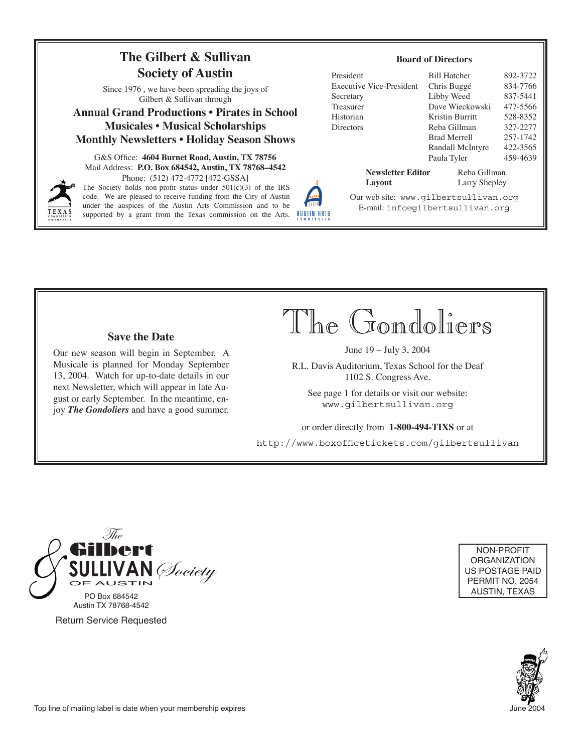## The Gilbert & Sullivan Society of Austin

Since 1976 , we have been spreading the joys of Gilbert & Sullivan through

**Annual Grand Productions • Pirates in School Musicales • Musical Scholarships Monthly Newsletters • Holiday Season Shows**

G&S Office: **4604 Burnet Road, Austin, TX 78756**
Mail Address: **P.O. Box 684542, Austin, TX 78768–4542**
Phone: (512) 472-4772 [472-GSSA]

The Society holds non-profit status under 501(c)(3) of the IRS code. We are pleased to receive funding from the City of Austin under the auspices of the Austin Arts Commission and to be supported by a grant from the Texas commission on the Arts.

### Board of Directors

| | | |
|---|---|---|
| President | Bill Hatcher | 892-3722 |
| Executive Vice-President | Chris Buggé | 834-7766 |
| Secretary | Libby Weed | 837-5441 |
| Treasurer | Dave Wieckowski | 477-5566 |
| Historian | Kristin Burritt | 528-8352 |
| Directors | Reba Gillman | 327-2277 |
| | Brad Merrell | 257-1742 |
| | Randall McIntyre | 422-3565 |
| | Paula Tyler | 459-4639 |

**Newsletter Editor** Reba Gillman
**Layout** Larry Shepley

Our web site: www.gilbertsullivan.org
E-mail: info@gilbertsullivan.org

### Save the Date

Our new season will begin in September. A Musicale is planned for Monday September 13, 2004. Watch for up-to-date details in our next Newsletter, which will appear in late August or early September. In the meantime, enjoy ***The Gondoliers*** and have a good summer.

# The Gondoliers

June 19 – July 3, 2004

R.L. Davis Auditorium, Texas School for the Deaf
1102 S. Congress Ave.

See page 1 for details or visit our website:
www.gilbertsullivan.org

or order directly from **1-800-494-TIXS** or at
http://www.boxofficetickets.com/gilbertsullivan

The Gilbert & Sullivan Society of Austin
PO Box 684542
Austin TX 78768-4542

Return Service Requested

NON-PROFIT ORGANIZATION
US POSTAGE PAID
PERMIT NO. 2054
AUSTIN, TEXAS

Top line of mailing label is date when your membership expires

June 2004